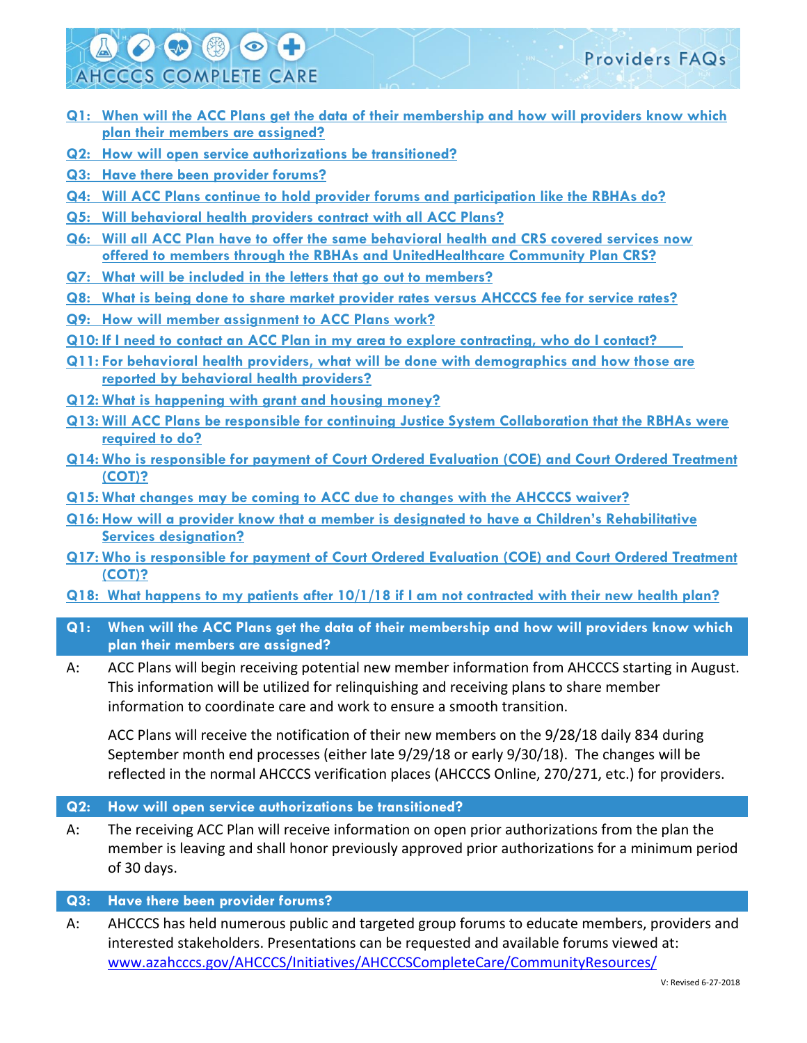# AHCCCS COMPLETE CARE

## Providers FAQs

- Q1: When will the ACC Plans get the data of their membership and how will providers know which plan their members are assigned?
- Q2: How will open service authorizations be transitioned?
- Q3: Have there been provider forums?
- Q4: Will ACC Plans continue to hold provider forums and participation like the RBHAs do?
- Q5: Will behavioral health providers contract with all ACC Plans?
- Q6: Will all ACC Plan have to offer the same behavioral health and CRS covered services now offered to members through the RBHAs and UnitedHealthcare Community Plan CRS?
- Q7: What will be included in the letters that go out to members?
- Q8: What is being done to share market provider rates versus AHCCCS fee for service rates?
- Q9: How will member assignment to ACC Plans work?
- Q10: If I need to contact an ACC Plan in my area to explore contracting, who do I contact?
- Q11: For behavioral health providers, what will be done with demographics and how those are reported by behavioral health providers?
- Q12: What is happening with grant and housing money?
- Q13: Will ACC Plans be responsible for continuing Justice System Collaboration that the RBHAs were required to do?
- Q14: Who is responsible for payment of Court Ordered Evaluation (COE) and Court Ordered Treatment (COT)?
- Q15: What changes may be coming to ACC due to changes with the AHCCCS waiver?
- Q16: How will a provider know that a member is designated to have a Children's Rehabilitative Services designation?
- Q17: Who is responsible for payment of Court Ordered Evaluation (COE) and Court Ordered Treatment (COT)?
- Q18: What happens to my patients after 10/1/18 if I am not contracted with their new health plan?

### Q1: When will the ACC Plans get the data of their membership and how will providers know which plan their members are assigned?

A: ACC Plans will begin receiving potential new member information from AHCCCS starting in August. This information will be utilized for relinquishing and receiving plans to share member information to coordinate care and work to ensure a smooth transition.

ACC Plans will receive the notification of their new members on the 9/28/18 daily 834 during September month end processes (either late 9/29/18 or early 9/30/18). The changes will be reflected in the normal AHCCCS verification places (AHCCCS Online, 270/271, etc.) for providers.

### Q2: How will open service authorizations be transitioned?

A: The receiving ACC Plan will receive information on open prior authorizations from the plan the member is leaving and shall honor previously approved prior authorizations for a minimum period of 30 days.

### Q3: Have there been provider forums?

A: AHCCCS has held numerous public and targeted group forums to educate members, providers and interested stakeholders. Presentations can be requested and available forums viewed at: www.azahcccs.gov/AHCCCS/Initiatives/AHCCCSCompleteCare/CommunityResources/

V: Revised 6-27-2018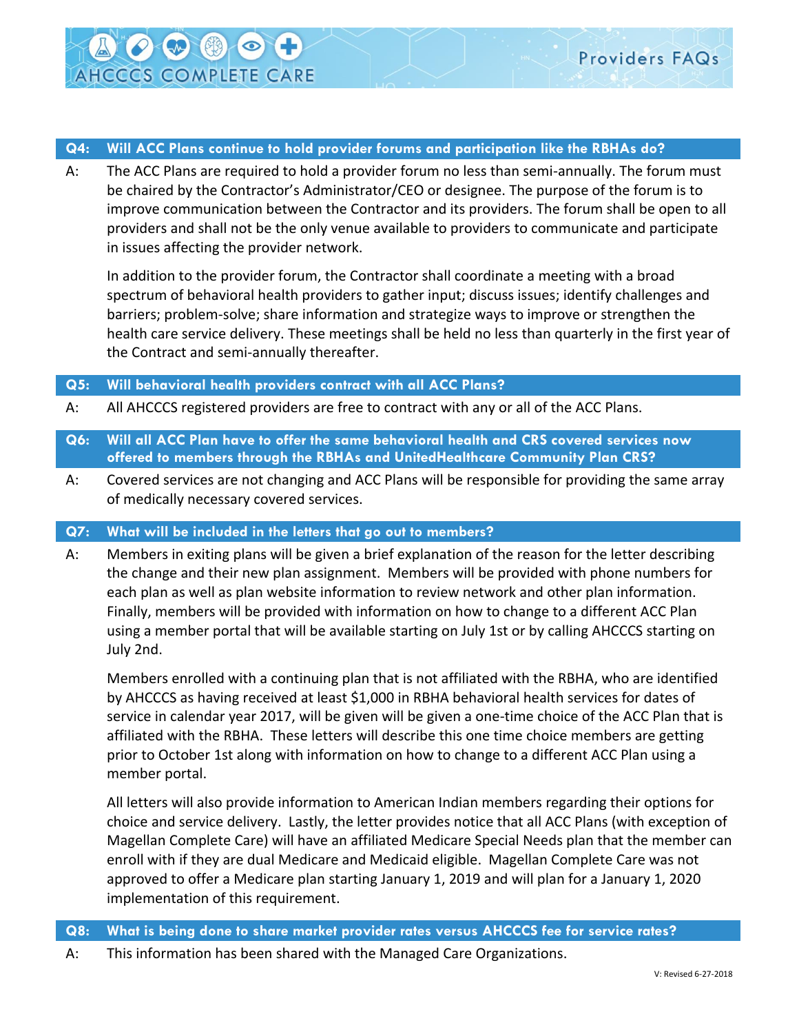**Q4: Will ACC Plans continue to hold provider forums and participation like the RBHAs do?**

A: The ACC Plans are required to hold a provider forum no less than semi-annually. The forum must be chaired by the Contractor's Administrator/CEO or designee. The purpose of the forum is to improve communication between the Contractor and its providers. The forum shall be open to all providers and shall not be the only venue available to providers to communicate and participate in issues affecting the provider network.

In addition to the provider forum, the Contractor shall coordinate a meeting with a broad spectrum of behavioral health providers to gather input; discuss issues; identify challenges and barriers; problem-solve; share information and strategize ways to improve or strengthen the health care service delivery. These meetings shall be held no less than quarterly in the first year of the Contract and semi-annually thereafter.

**Q5: Will behavioral health providers contract with all ACC Plans?**

A: All AHCCCS registered providers are free to contract with any or all of the ACC Plans.

**Q6: Will all ACC Plan have to offer the same behavioral health and CRS covered services now offered to members through the RBHAs and UnitedHealthcare Community Plan CRS?**

A: Covered services are not changing and ACC Plans will be responsible for providing the same array of medically necessary covered services.

**Q7: What will be included in the letters that go out to members?**

A: Members in exiting plans will be given a brief explanation of the reason for the letter describing the change and their new plan assignment. Members will be provided with phone numbers for each plan as well as plan website information to review network and other plan information. Finally, members will be provided with information on how to change to a different ACC Plan using a member portal that will be available starting on July 1st or by calling AHCCCS starting on July 2nd.

Members enrolled with a continuing plan that is not affiliated with the RBHA, who are identified by AHCCCS as having received at least $1,000 in RBHA behavioral health services for dates of service in calendar year 2017, will be given will be given a one-time choice of the ACC Plan that is affiliated with the RBHA. These letters will describe this one time choice members are getting prior to October 1st along with information on how to change to a different ACC Plan using a member portal.

All letters will also provide information to American Indian members regarding their options for choice and service delivery. Lastly, the letter provides notice that all ACC Plans (with exception of Magellan Complete Care) will have an affiliated Medicare Special Needs plan that the member can enroll with if they are dual Medicare and Medicaid eligible. Magellan Complete Care was not approved to offer a Medicare plan starting January 1, 2019 and will plan for a January 1, 2020 implementation of this requirement.

**Q8: What is being done to share market provider rates versus AHCCCS fee for service rates?**

A: This information has been shared with the Managed Care Organizations.

V: Revised 6-27-2018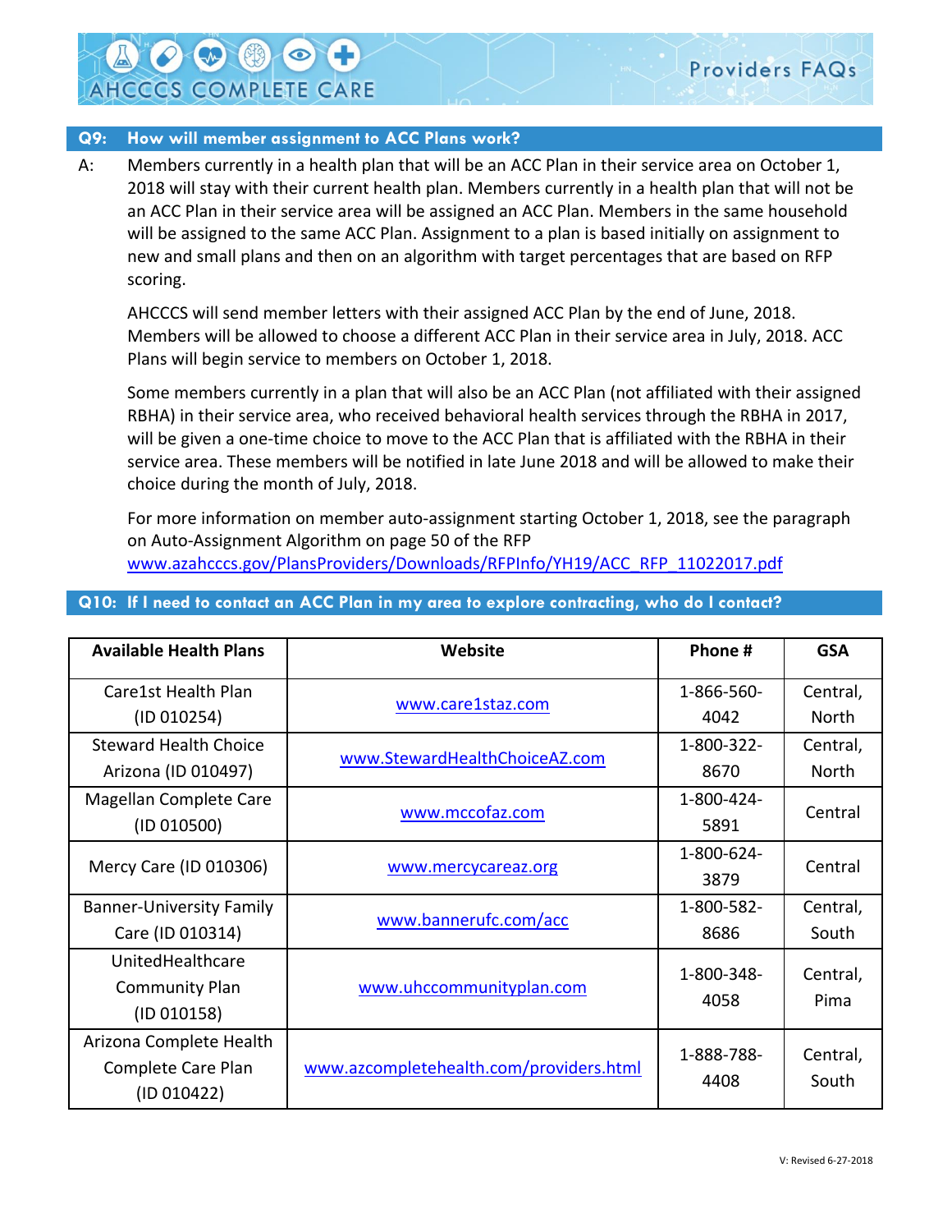## Q9: How will member assignment to ACC Plans work?

A: Members currently in a health plan that will be an ACC Plan in their service area on October 1, 2018 will stay with their current health plan. Members currently in a health plan that will not be an ACC Plan in their service area will be assigned an ACC Plan. Members in the same household will be assigned to the same ACC Plan. Assignment to a plan is based initially on assignment to new and small plans and then on an algorithm with target percentages that are based on RFP scoring.

AHCCCS will send member letters with their assigned ACC Plan by the end of June, 2018. Members will be allowed to choose a different ACC Plan in their service area in July, 2018. ACC Plans will begin service to members on October 1, 2018.

Some members currently in a plan that will also be an ACC Plan (not affiliated with their assigned RBHA) in their service area, who received behavioral health services through the RBHA in 2017, will be given a one-time choice to move to the ACC Plan that is affiliated with the RBHA in their service area. These members will be notified in late June 2018 and will be allowed to make their choice during the month of July, 2018.

For more information on member auto-assignment starting October 1, 2018, see the paragraph on Auto-Assignment Algorithm on page 50 of the RFP www.azahcccs.gov/PlansProviders/Downloads/RFPInfo/YH19/ACC_RFP_11022017.pdf

## Q10: If I need to contact an ACC Plan in my area to explore contracting, who do I contact?

| Available Health Plans | Website | Phone # | GSA |
|---|---|---|---|
| Care1st Health Plan (ID 010254) | www.care1staz.com | 1-866-560-4042 | Central, North |
| Steward Health Choice Arizona (ID 010497) | www.StewardHealthChoiceAZ.com | 1-800-322-8670 | Central, North |
| Magellan Complete Care (ID 010500) | www.mccofaz.com | 1-800-424-5891 | Central |
| Mercy Care (ID 010306) | www.mercycareaz.org | 1-800-624-3879 | Central |
| Banner-University Family Care (ID 010314) | www.bannerufc.com/acc | 1-800-582-8686 | Central, South |
| UnitedHealthcare Community Plan (ID 010158) | www.uhccommunityplan.com | 1-800-348-4058 | Central, Pima |
| Arizona Complete Health Complete Care Plan (ID 010422) | www.azcompletehealth.com/providers.html | 1-888-788-4408 | Central, South |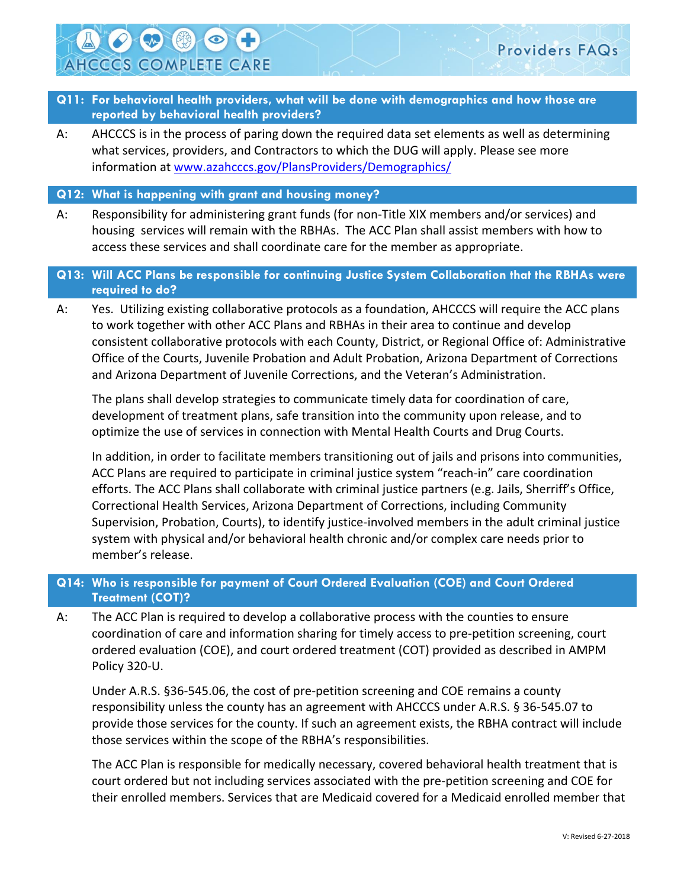**Q11: For behavioral health providers, what will be done with demographics and how those are reported by behavioral health providers?**

A: AHCCCS is in the process of paring down the required data set elements as well as determining what services, providers, and Contractors to which the DUG will apply. Please see more information at [www.azahcccs.gov/PlansProviders/Demographics/](www.azahcccs.gov/PlansProviders/Demographics/)

**Q12: What is happening with grant and housing money?**

A: Responsibility for administering grant funds (for non-Title XIX members and/or services) and housing services will remain with the RBHAs. The ACC Plan shall assist members with how to access these services and shall coordinate care for the member as appropriate.

**Q13: Will ACC Plans be responsible for continuing Justice System Collaboration that the RBHAs were required to do?**

A: Yes. Utilizing existing collaborative protocols as a foundation, AHCCCS will require the ACC plans to work together with other ACC Plans and RBHAs in their area to continue and develop consistent collaborative protocols with each County, District, or Regional Office of: Administrative Office of the Courts, Juvenile Probation and Adult Probation, Arizona Department of Corrections and Arizona Department of Juvenile Corrections, and the Veteran's Administration.

The plans shall develop strategies to communicate timely data for coordination of care, development of treatment plans, safe transition into the community upon release, and to optimize the use of services in connection with Mental Health Courts and Drug Courts.

In addition, in order to facilitate members transitioning out of jails and prisons into communities, ACC Plans are required to participate in criminal justice system "reach-in" care coordination efforts. The ACC Plans shall collaborate with criminal justice partners (e.g. Jails, Sherriff's Office, Correctional Health Services, Arizona Department of Corrections, including Community Supervision, Probation, Courts), to identify justice-involved members in the adult criminal justice system with physical and/or behavioral health chronic and/or complex care needs prior to member's release.

**Q14: Who is responsible for payment of Court Ordered Evaluation (COE) and Court Ordered Treatment (COT)?**

A: The ACC Plan is required to develop a collaborative process with the counties to ensure coordination of care and information sharing for timely access to pre-petition screening, court ordered evaluation (COE), and court ordered treatment (COT) provided as described in AMPM Policy 320-U.

Under A.R.S. §36-545.06, the cost of pre-petition screening and COE remains a county responsibility unless the county has an agreement with AHCCCS under A.R.S. § 36-545.07 to provide those services for the county. If such an agreement exists, the RBHA contract will include those services within the scope of the RBHA's responsibilities.

The ACC Plan is responsible for medically necessary, covered behavioral health treatment that is court ordered but not including services associated with the pre-petition screening and COE for their enrolled members. Services that are Medicaid covered for a Medicaid enrolled member that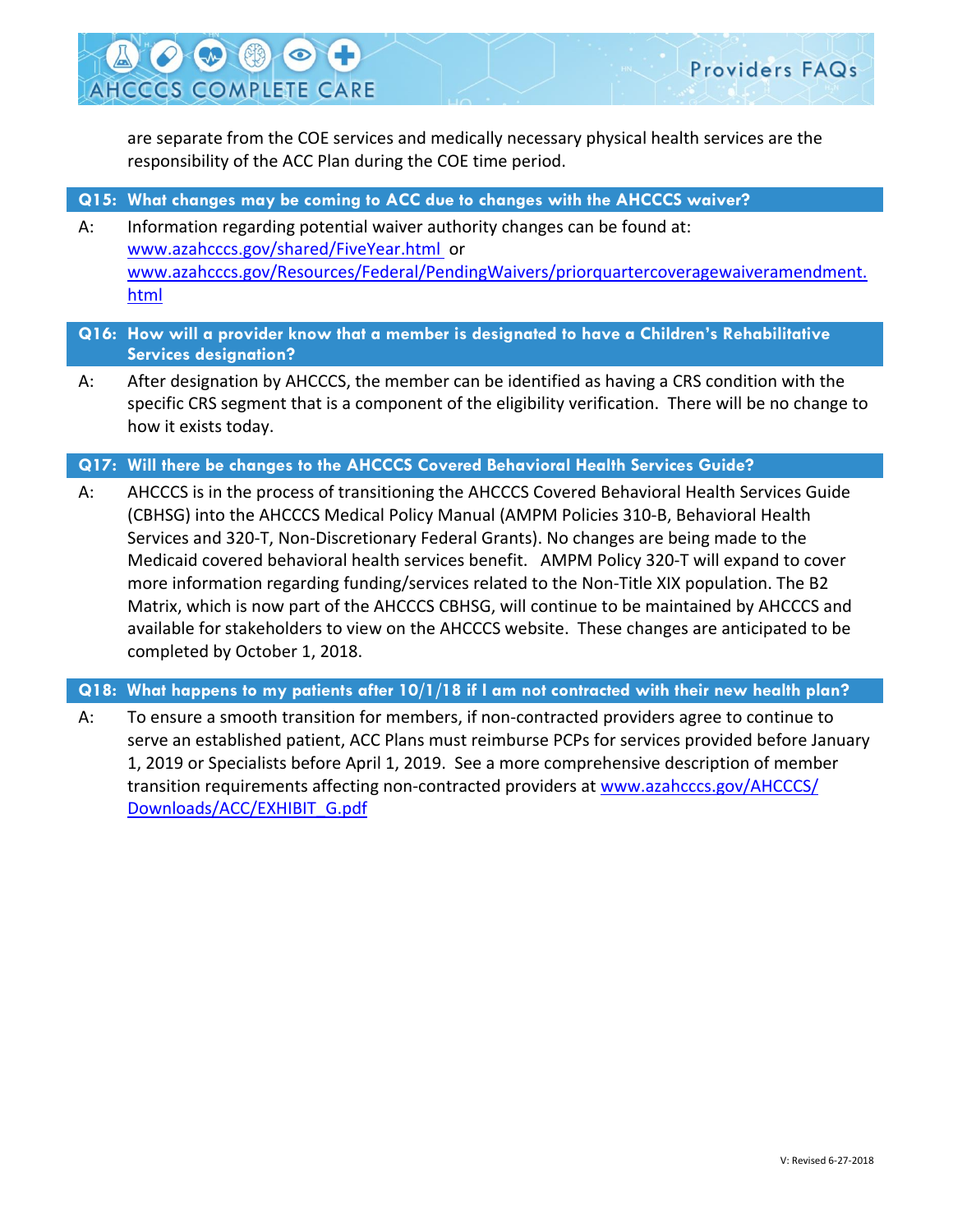are separate from the COE services and medically necessary physical health services are the responsibility of the ACC Plan during the COE time period.

**Q15: What changes may be coming to ACC due to changes with the AHCCCS waiver?**

A: Information regarding potential waiver authority changes can be found at: www.azahcccs.gov/shared/FiveYear.html or www.azahcccs.gov/Resources/Federal/PendingWaivers/priorquartercoveragewaiveramendment.html

**Q16: How will a provider know that a member is designated to have a Children's Rehabilitative Services designation?**

A: After designation by AHCCCS, the member can be identified as having a CRS condition with the specific CRS segment that is a component of the eligibility verification. There will be no change to how it exists today.

**Q17: Will there be changes to the AHCCCS Covered Behavioral Health Services Guide?**

A: AHCCCS is in the process of transitioning the AHCCCS Covered Behavioral Health Services Guide (CBHSG) into the AHCCCS Medical Policy Manual (AMPM Policies 310-B, Behavioral Health Services and 320-T, Non-Discretionary Federal Grants). No changes are being made to the Medicaid covered behavioral health services benefit. AMPM Policy 320-T will expand to cover more information regarding funding/services related to the Non-Title XIX population. The B2 Matrix, which is now part of the AHCCCS CBHSG, will continue to be maintained by AHCCCS and available for stakeholders to view on the AHCCCS website. These changes are anticipated to be completed by October 1, 2018.

**Q18: What happens to my patients after 10/1/18 if I am not contracted with their new health plan?**

A: To ensure a smooth transition for members, if non-contracted providers agree to continue to serve an established patient, ACC Plans must reimburse PCPs for services provided before January 1, 2019 or Specialists before April 1, 2019. See a more comprehensive description of member transition requirements affecting non-contracted providers at www.azahcccs.gov/AHCCCS/Downloads/ACC/EXHIBIT_G.pdf

V: Revised 6-27-2018